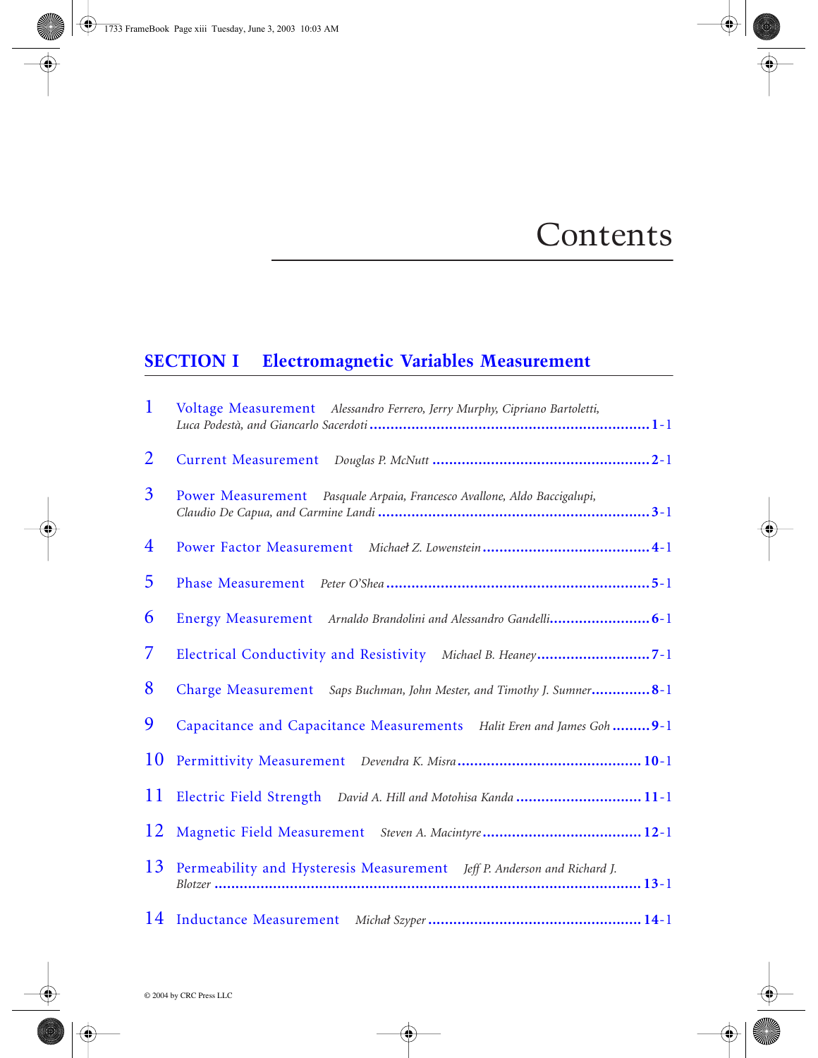# Contents

## SECTION I Electromagnetic Variables Measurement

1 Voltage Measurement *Alessandro Ferrero, Jerry Murphy, Cipriano Bartoletti, Luca Podestà, and Giancarlo Sacerdoti* .......... 1-1

2 Current Measurement *Douglas P. McNutt* .......... 2-1

3 Power Measurement *Pasquale Arpaia, Francesco Avallone, Aldo Baccigalupi, Claudio De Capua, and Carmine Landi* .......... 3-1

4 Power Factor Measurement *Michael Z. Lowenstein* .......... 4-1

5 Phase Measurement *Peter O'Shea* .......... 5-1

6 Energy Measurement *Arnaldo Brandolini and Alessandro Gandelli* .......... 6-1

7 Electrical Conductivity and Resistivity *Michael B. Heaney* .......... 7-1

8 Charge Measurement *Saps Buchman, John Mester, and Timothy J. Sumner* .......... 8-1

9 Capacitance and Capacitance Measurements *Halit Eren and James Goh* .......... 9-1

10 Permittivity Measurement *Devendra K. Misra* .......... 10-1

11 Electric Field Strength *David A. Hill and Motohisa Kanda* .......... 11-1

12 Magnetic Field Measurement *Steven A. Macintyre* .......... 12-1

13 Permeability and Hysteresis Measurement *Jeff P. Anderson and Richard J. Blotzer* .......... 13-1

14 Inductance Measurement *Michał Szyper* .......... 14-1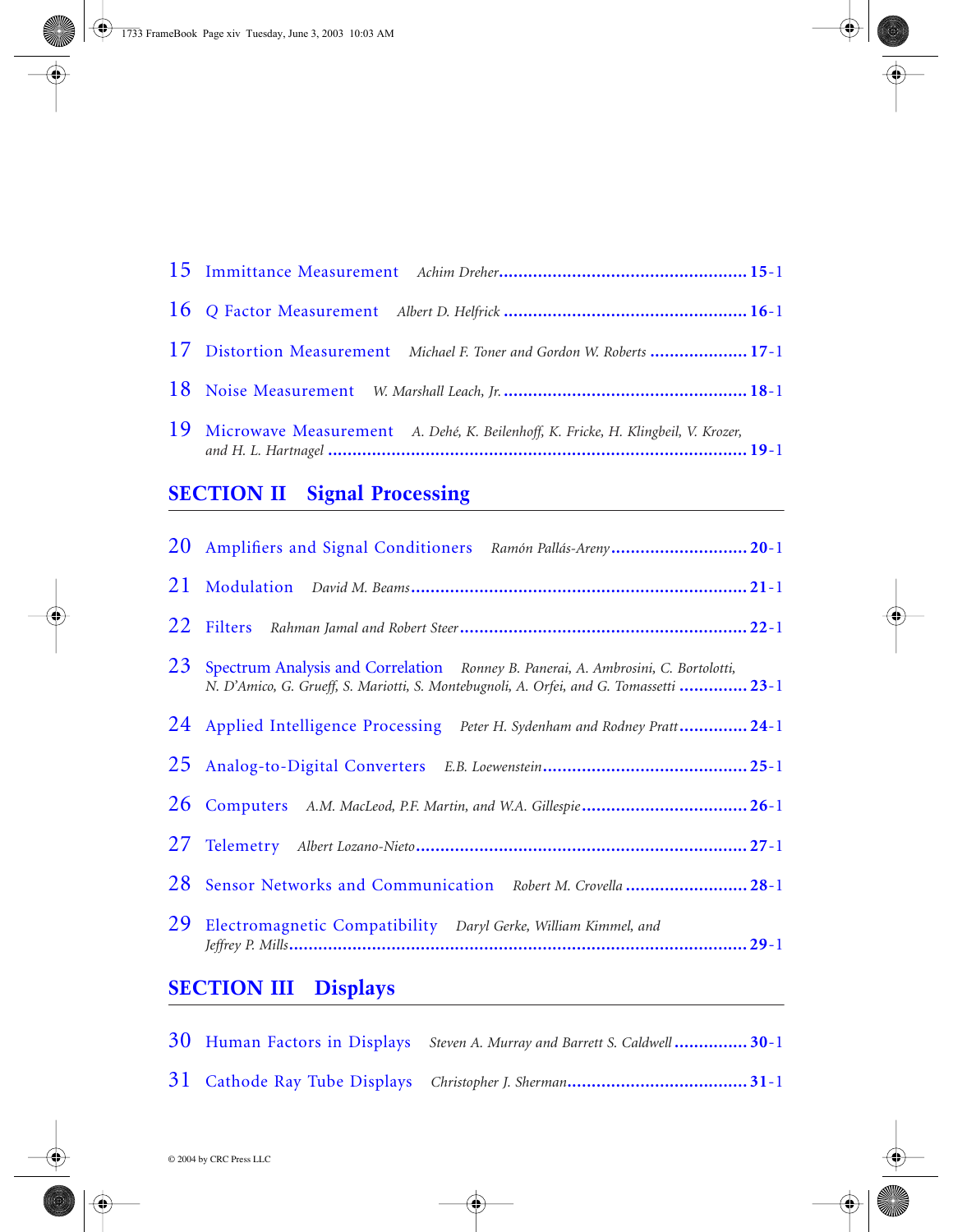15 Immittance Measurement *Achim Dreher* .................................................. 15-1

16 Q Factor Measurement *Albert D. Helfrick* .................................................. 16-1

17 Distortion Measurement *Michael F. Toner and Gordon W. Roberts* .................... 17-1

18 Noise Measurement *W. Marshall Leach, Jr.* .................................................. 18-1

19 Microwave Measurement *A. Dehé, K. Beilenhoff, K. Fricke, H. Klingbeil, V. Krozer, and H. L. Hartnagel* .................................................................................... 19-1

## SECTION II Signal Processing

20 Amplifiers and Signal Conditioners *Ramón Pallás-Areny* ............................ 20-1

21 Modulation *David M. Beams* .................................................................... 21-1

22 Filters *Rahman Jamal and Robert Steer* .......................................................... 22-1

23 Spectrum Analysis and Correlation *Ronney B. Panerai, A. Ambrosini, C. Bortolotti, N. D'Amico, G. Grueff, S. Mariotti, S. Montebugnoli, A. Orfei, and G. Tomassetti* .............. 23-1

24 Applied Intelligence Processing *Peter H. Sydenham and Rodney Pratt* .............. 24-1

25 Analog-to-Digital Converters *E.B. Loewenstein* .......................................... 25-1

26 Computers *A.M. MacLeod, P.F. Martin, and W.A. Gillespie* .................................. 26-1

27 Telemetry *Albert Lozano-Nieto* .................................................................... 27-1

28 Sensor Networks and Communication *Robert M. Crovella* ......................... 28-1

29 Electromagnetic Compatibility *Daryl Gerke, William Kimmel, and Jeffrey P. Mills* ............................................................................................ 29-1

## SECTION III Displays

30 Human Factors in Displays *Steven A. Murray and Barrett S. Caldwell* ............... 30-1

31 Cathode Ray Tube Displays *Christopher J. Sherman* ..................................... 31-1

© 2004 by CRC Press LLC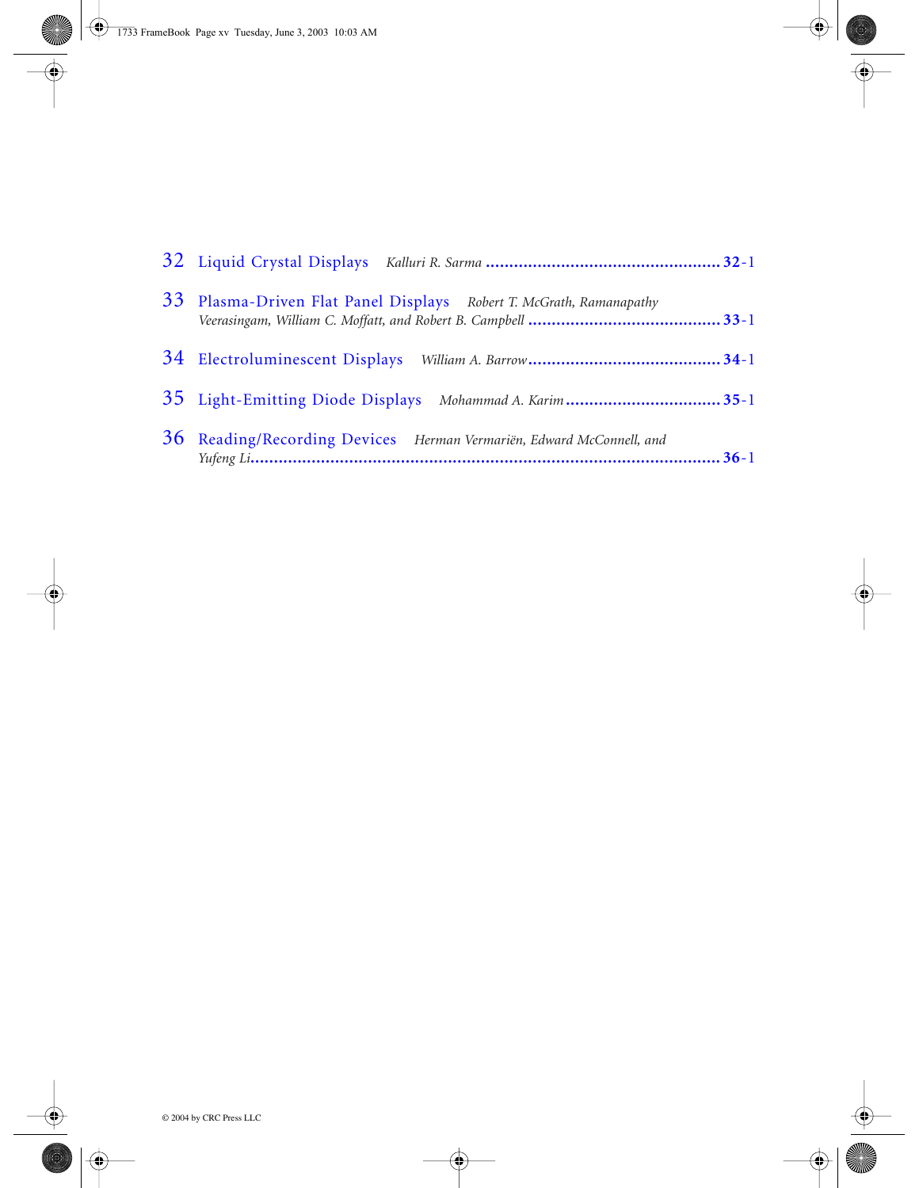32 Liquid Crystal Displays *Kalluri R. Sarma* .................................................. **32**-1

33 Plasma-Driven Flat Panel Displays *Robert T. McGrath, Ramanapathy Veerasingam, William C. Moffatt, and Robert B. Campbell* ......................................... **33**-1

34 Electroluminescent Displays *William A. Barrow* ......................................... **34**-1

35 Light-Emitting Diode Displays *Mohammad A. Karim* ................................. **35**-1

36 Reading/Recording Devices *Herman Vermariën, Edward McConnell, and Yufeng Li* ..................................................................................................... **36**-1

© 2004 by CRC Press LLC